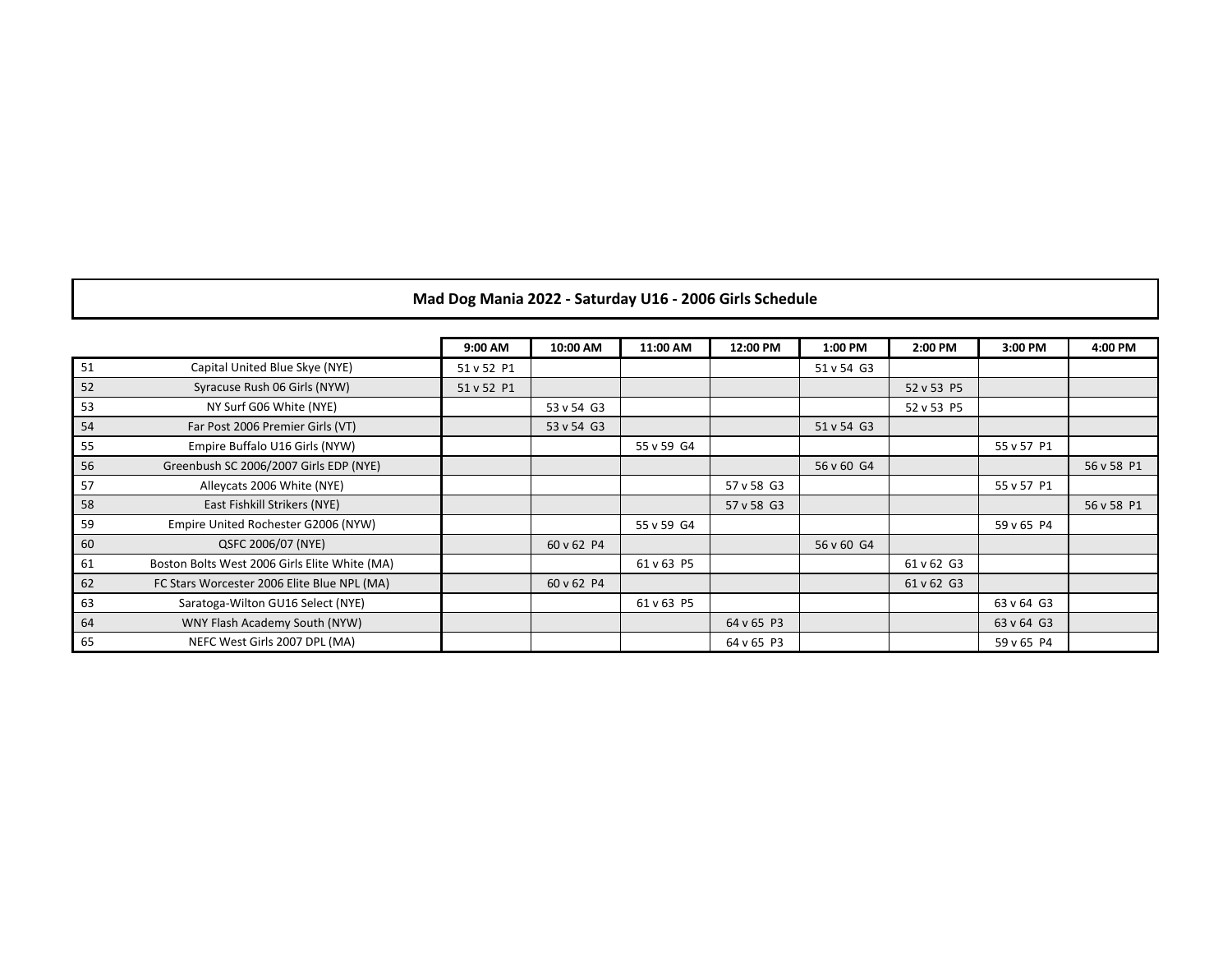# Mad Dog Mania 2022 - Saturday U16 - 2006 Girls Schedule

| | | 9:00 AM | 10:00 AM | 11:00 AM | 12:00 PM | 1:00 PM | 2:00 PM | 3:00 PM | 4:00 PM |
|---|---|---|---|---|---|---|---|---|---|
| 51 | Capital United Blue Skye (NYE) | 51 v 52 P1 | | | | 51 v 54 G3 | | | |
| 52 | Syracuse Rush 06 Girls (NYW) | 51 v 52 P1 | | | | | 52 v 53 P5 | | |
| 53 | NY Surf G06 White (NYE) | | 53 v 54 G3 | | | | 52 v 53 P5 | | |
| 54 | Far Post 2006 Premier Girls (VT) | | 53 v 54 G3 | | | 51 v 54 G3 | | | |
| 55 | Empire Buffalo U16 Girls (NYW) | | | 55 v 59 G4 | | | | 55 v 57 P1 | |
| 56 | Greenbush SC 2006/2007 Girls EDP (NYE) | | | | | 56 v 60 G4 | | | 56 v 58 P1 |
| 57 | Alleycats 2006 White (NYE) | | | | 57 v 58 G3 | | | 55 v 57 P1 | |
| 58 | East Fishkill Strikers (NYE) | | | | 57 v 58 G3 | | | | 56 v 58 P1 |
| 59 | Empire United Rochester G2006 (NYW) | | | 55 v 59 G4 | | | | 59 v 65 P4 | |
| 60 | QSFC 2006/07 (NYE) | | 60 v 62 P4 | | | 56 v 60 G4 | | | |
| 61 | Boston Bolts West 2006 Girls Elite White (MA) | | | 61 v 63 P5 | | | 61 v 62 G3 | | |
| 62 | FC Stars Worcester 2006 Elite Blue NPL (MA) | | 60 v 62 P4 | | | | 61 v 62 G3 | | |
| 63 | Saratoga-Wilton GU16 Select (NYE) | | | 61 v 63 P5 | | | | 63 v 64 G3 | |
| 64 | WNY Flash Academy South (NYW) | | | | 64 v 65 P3 | | | 63 v 64 G3 | |
| 65 | NEFC West Girls 2007 DPL (MA) | | | | 64 v 65 P3 | | | 59 v 65 P4 | |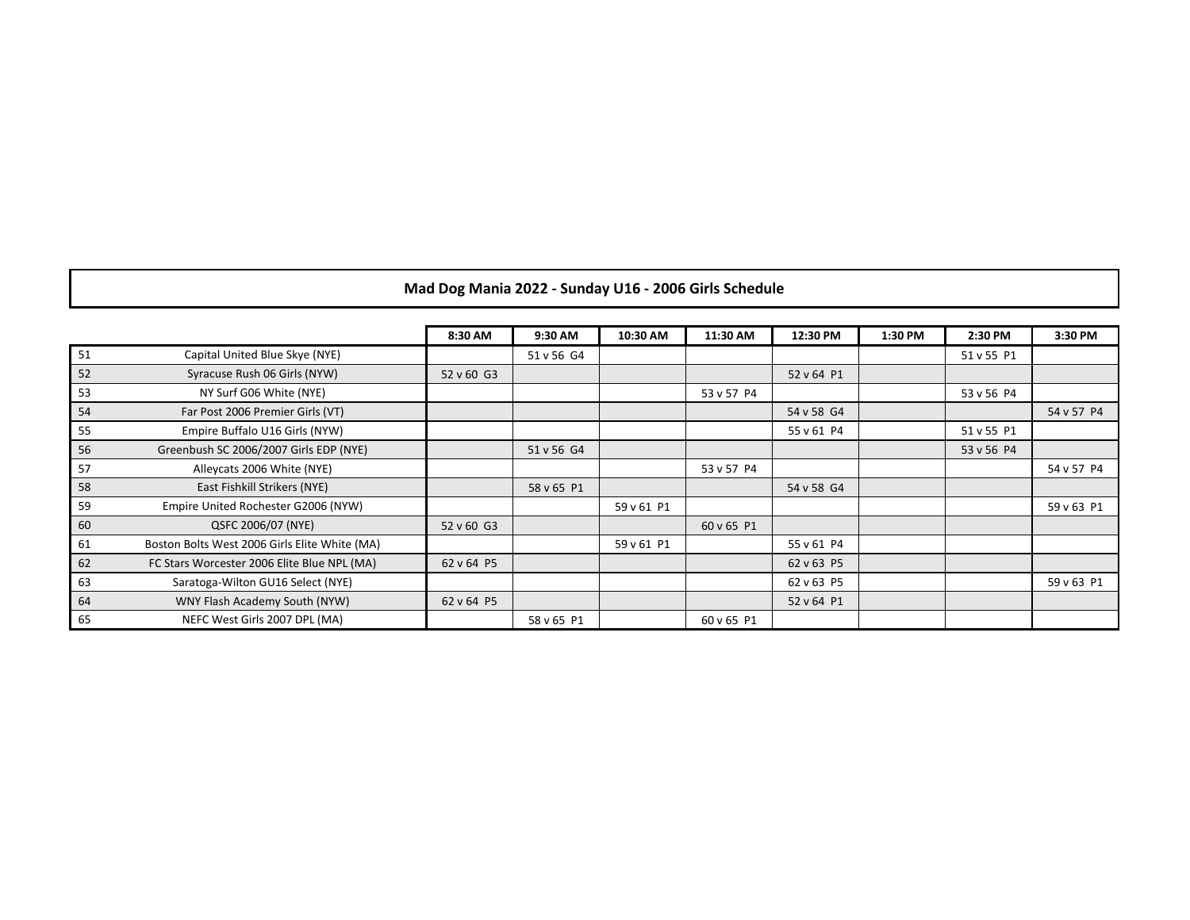## Mad Dog Mania 2022 - Sunday U16 - 2006 Girls Schedule

| | | 8:30 AM | 9:30 AM | 10:30 AM | 11:30 AM | 12:30 PM | 1:30 PM | 2:30 PM | 3:30 PM |
|---|---|---|---|---|---|---|---|---|---|
| 51 | Capital United Blue Skye (NYE) | | 51 v 56 G4 | | | | | 51 v 55 P1 | |
| 52 | Syracuse Rush 06 Girls (NYW) | 52 v 60 G3 | | | | 52 v 64 P1 | | | |
| 53 | NY Surf G06 White (NYE) | | | | 53 v 57 P4 | | | 53 v 56 P4 | |
| 54 | Far Post 2006 Premier Girls (VT) | | | | | 54 v 58 G4 | | | 54 v 57 P4 |
| 55 | Empire Buffalo U16 Girls (NYW) | | | | | 55 v 61 P4 | | 51 v 55 P1 | |
| 56 | Greenbush SC 2006/2007 Girls EDP (NYE) | | 51 v 56 G4 | | | | | 53 v 56 P4 | |
| 57 | Alleycats 2006 White (NYE) | | | | 53 v 57 P4 | | | | 54 v 57 P4 |
| 58 | East Fishkill Strikers (NYE) | | 58 v 65 P1 | | | 54 v 58 G4 | | | |
| 59 | Empire United Rochester G2006 (NYW) | | | 59 v 61 P1 | | | | | 59 v 63 P1 |
| 60 | QSFC 2006/07 (NYE) | 52 v 60 G3 | | | 60 v 65 P1 | | | | |
| 61 | Boston Bolts West 2006 Girls Elite White (MA) | | | 59 v 61 P1 | | 55 v 61 P4 | | | |
| 62 | FC Stars Worcester 2006 Elite Blue NPL (MA) | 62 v 64 P5 | | | | 62 v 63 P5 | | | |
| 63 | Saratoga-Wilton GU16 Select (NYE) | | | | | 62 v 63 P5 | | | 59 v 63 P1 |
| 64 | WNY Flash Academy South (NYW) | 62 v 64 P5 | | | | 52 v 64 P1 | | | |
| 65 | NEFC West Girls 2007 DPL (MA) | | 58 v 65 P1 | | 60 v 65 P1 | | | | |